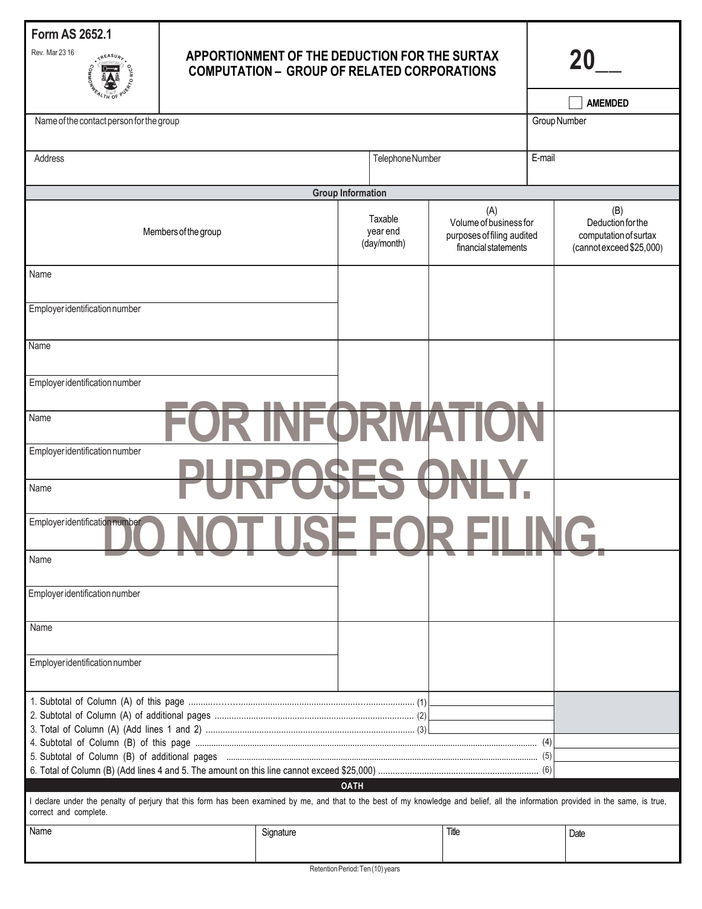**Form AS 2652.1**
Rev. Mar 23 16

# APPORTIONMENT OF THE DEDUCTION FOR THE SURTAX COMPUTATION – GROUP OF RELATED CORPORATIONS

**20__**

☐ **AMEMDED**

| Name of the contact person for the group | | Group Number |
|---|---|---|
| Address | Telephone Number | E-mail |

FOR INFORMATION PURPOSES ONLY. DO NOT USE FOR FILING.

## Group Information

| Members of the group | Taxable year end (day/month) | (A) Volume of business for purposes of filing audited financial statements | (B) Deduction for the computation of surtax (cannot exceed $25,000) |
|---|---|---|---|
| Name<br>Employer identification number | | | |
| Name<br>Employer identification number | | | |
| Name<br>Employer identification number | | | |
| Name<br>Employer identification number | | | |
| Name<br>Employer identification number | | | |
| Name<br>Employer identification number | | | |

1. Subtotal of Column (A) of this page ........................ (1)
2. Subtotal of Column (A) of additional pages ........................ (2)
3. Total of Column (A) (Add lines 1 and 2) ........................ (3)
4. Subtotal of Column (B) of this page ........................ (4)
5. Subtotal of Column (B) of additional pages ........................ (5)
6. Total of Column (B) (Add lines 4 and 5. The amount on this line cannot exceed $25,000) ........................ (6)

## OATH

I declare under the penalty of perjury that this form has been examined by me, and that to the best of my knowledge and belief, all the information provided in the same, is true, correct and complete.

| Name | Signature | Title | Date |
|---|---|---|---|
| | | | |

Retention Period: Ten (10) years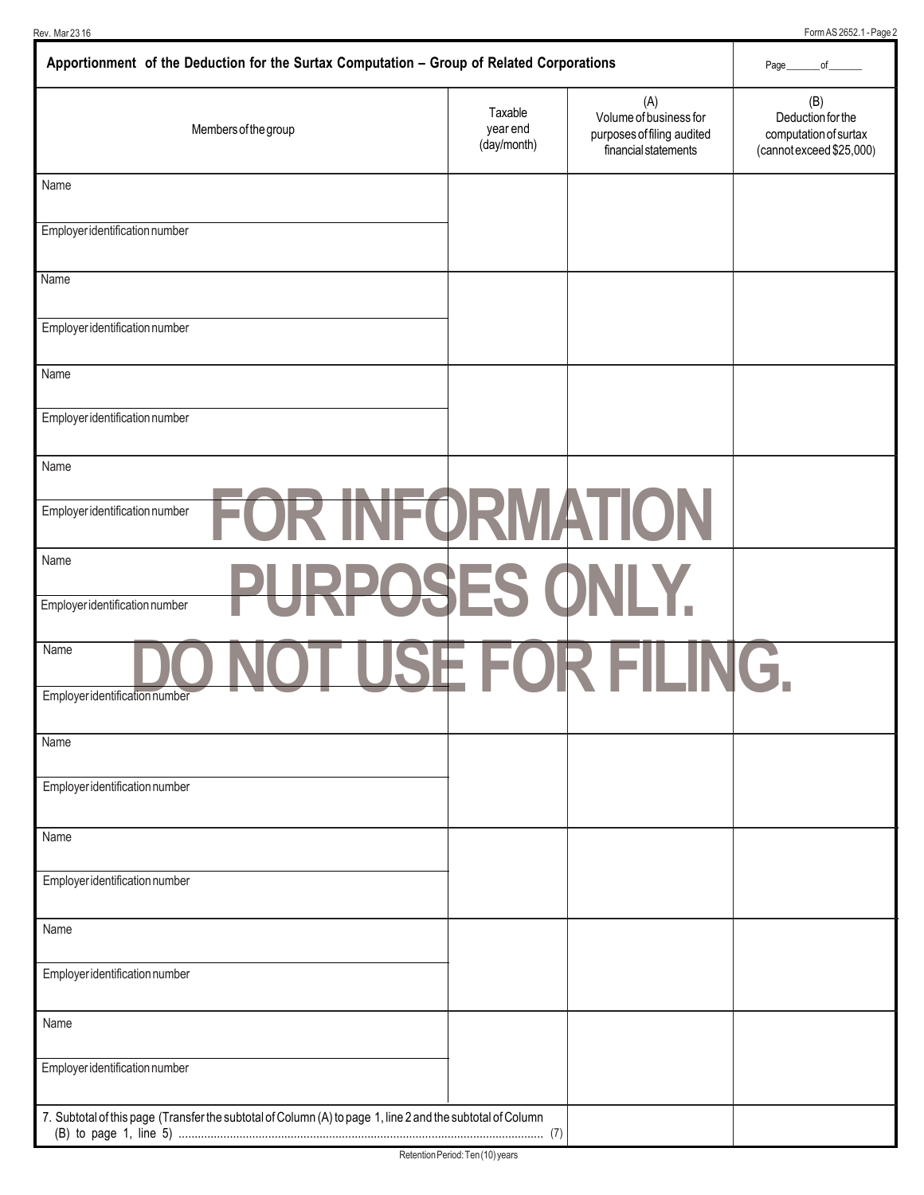## Apportionment of the Deduction for the Surtax Computation – Group of Related Corporations

Page _______ of _______

| Members of the group | Taxable year end (day/month) | (A) Volume of business for purposes of filing audited financial statements | (B) Deduction for the computation of surtax (cannot exceed $25,000) |
|---|---|---|---|
| Name<br>Employer identification number | | | |
| Name<br>Employer identification number | | | |
| Name<br>Employer identification number | | | |
| Name<br>Employer identification number | | | |
| Name<br>Employer identification number | | | |
| Name<br>Employer identification number | | | |
| Name<br>Employer identification number | | | |
| Name<br>Employer identification number | | | |
| Name<br>Employer identification number | | | |
| Name<br>Employer identification number | | | |
| 7. Subtotal of this page (Transfer the subtotal of Column (A) to page 1, line 2 and the subtotal of Column (B) to page 1, line 5) .......... (7) | | | |

FOR INFORMATION PURPOSES ONLY. DO NOT USE FOR FILING.

Retention Period: Ten (10) years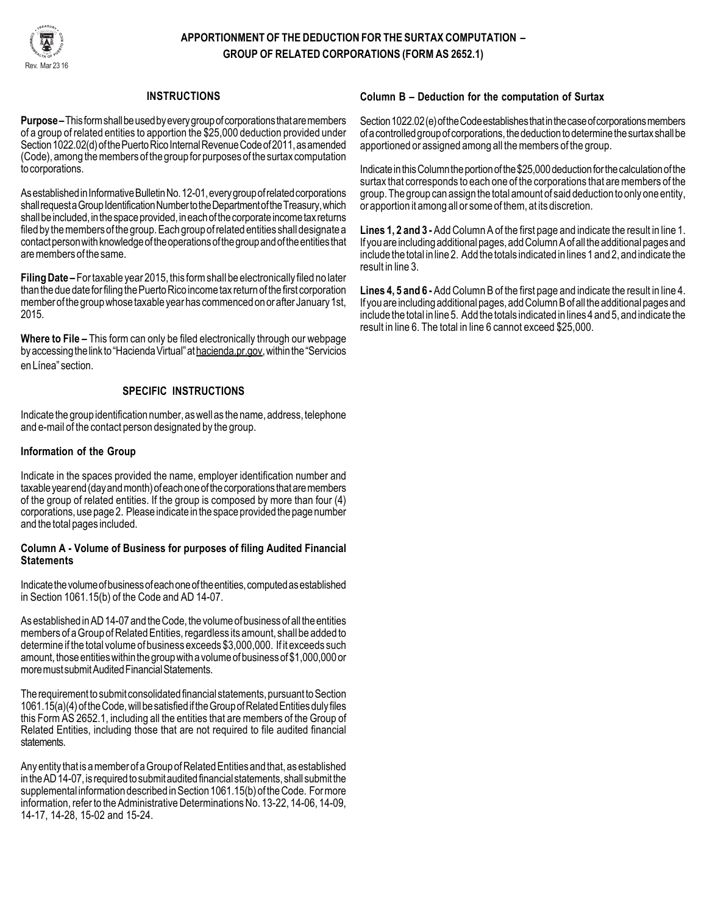# APPORTIONMENT OF THE DEDUCTION FOR THE SURTAX COMPUTATION – GROUP OF RELATED CORPORATIONS (FORM AS 2652.1)

Rev. Mar 23 16

## INSTRUCTIONS

**Purpose –** This form shall be used by every group of corporations that are members of a group of related entities to apportion the $25,000 deduction provided under Section 1022.02(d) of the Puerto Rico Internal Revenue Code of 2011, as amended (Code), among the members of the group for purposes of the surtax computation to corporations.

As established in Informative Bulletin No. 12-01, every group of related corporations shall request a Group Identification Number to the Department of the Treasury, which shall be included, in the space provided, in each of the corporate income tax returns filed by the members of the group. Each group of related entities shall designate a contact person with knowledge of the operations of the group and of the entities that are members of the same.

**Filing Date –** For taxable year 2015, this form shall be electronically filed no later than the due date for filing the Puerto Rico income tax return of the first corporation member of the group whose taxable year has commenced on or after January 1st, 2015.

**Where to File –** This form can only be filed electronically through our webpage by accessing the link to "Hacienda Virtual" at hacienda.pr.gov, within the "Servicios en Línea" section.

## SPECIFIC INSTRUCTIONS

Indicate the group identification number, as well as the name, address, telephone and e-mail of the contact person designated by the group.

### Information of the Group

Indicate in the spaces provided the name, employer identification number and taxable year end (day and month) of each one of the corporations that are members of the group of related entities. If the group is composed by more than four (4) corporations, use page 2. Please indicate in the space provided the page number and the total pages included.

### Column A - Volume of Business for purposes of filing Audited Financial Statements

Indicate the volume of business of each one of the entities, computed as established in Section 1061.15(b) of the Code and AD 14-07.

As established in AD 14-07 and the Code, the volume of business of all the entities members of a Group of Related Entities, regardless its amount, shall be added to determine if the total volume of business exceeds $3,000,000. If it exceeds such amount, those entities within the group with a volume of business of $1,000,000 or more must submit Audited Financial Statements.

The requirement to submit consolidated financial statements, pursuant to Section 1061.15(a)(4) of the Code, will be satisfied if the Group of Related Entities duly files this Form AS 2652.1, including all the entities that are members of the Group of Related Entities, including those that are not required to file audited financial statements.

Any entity that is a member of a Group of Related Entities and that, as established in the AD 14-07, is required to submit audited financial statements, shall submit the supplemental information described in Section 1061.15(b) of the Code. For more information, refer to the Administrative Determinations No. 13-22, 14-06, 14-09, 14-17, 14-28, 15-02 and 15-24.

### Column B – Deduction for the computation of Surtax

Section 1022.02(e) of the Code establishes that in the case of corporations members of a controlled group of corporations, the deduction to determine the surtax shall be apportioned or assigned among all the members of the group.

Indicate in this Column the portion of the $25,000 deduction for the calculation of the surtax that corresponds to each one of the corporations that are members of the group. The group can assign the total amount of said deduction to only one entity, or apportion it among all or some of them, at its discretion.

**Lines 1, 2 and 3 -** Add Column A of the first page and indicate the result in line 1. If you are including additional pages, add Column A of all the additional pages and include the total in line 2. Add the totals indicated in lines 1 and 2, and indicate the result in line 3.

**Lines 4, 5 and 6 -** Add Column B of the first page and indicate the result in line 4. If you are including additional pages, add Column B of all the additional pages and include the total in line 5. Add the totals indicated in lines 4 and 5, and indicate the result in line 6. The total in line 6 cannot exceed $25,000.